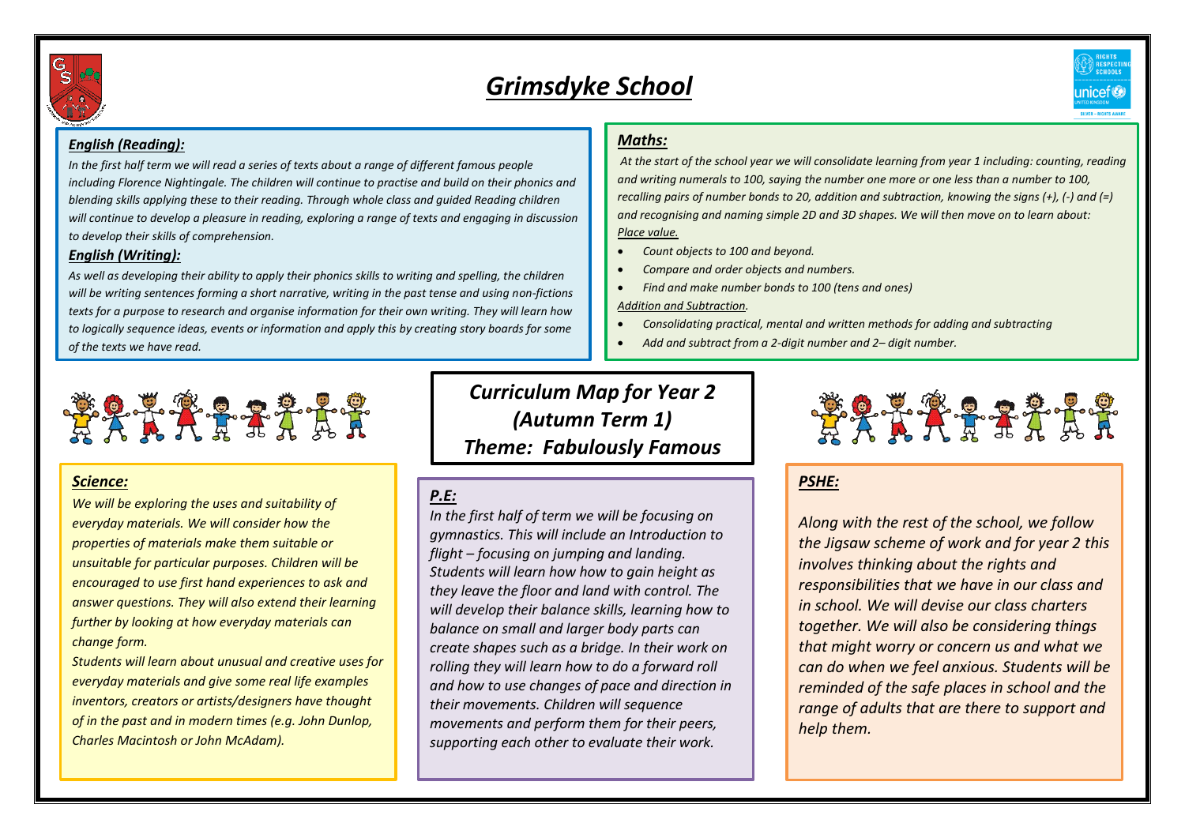# *Grimsdyke School*

## *Curriculum Map for Year 2 (Autumn Term 1) Theme: Fabulously Famous*

### *English (Reading):*

*In the first half term we will read a series of texts about a range of different famous people including Florence Nightingale. The children will continue to practise and build on their phonics and blending skills applying these to their reading. Through whole class and guided Reading children will continue to develop a pleasure in reading, exploring a range of texts and engaging in discussion to develop their skills of comprehension.*

### *English (Writing):*

*As well as developing their ability to apply their phonics skills to writing and spelling, the children will be writing sentences forming a short narrative, writing in the past tense and using non-fictions texts for a purpose to research and organise information for their own writing. They will learn how to logically sequence ideas, events or information and apply this by creating story boards for some of the texts we have read.*

### *Maths:*

*At the start of the school year we will consolidate learning from year 1 including: counting, reading and writing numerals to 100, saying the number one more or one less than a number to 100, recalling pairs of number bonds to 20, addition and subtraction, knowing the signs (+), (-) and (=) and recognising and naming simple 2D and 3D shapes. We will then move on to learn about:*

*Place value.*

- *Count objects to 100 and beyond.*
- *Compare and order objects and numbers.*
- *Find and make number bonds to 100 (tens and ones)*

*Addition and Subtraction.*

- *Consolidating practical, mental and written methods for adding and subtracting*
- *Add and subtract from a 2-digit number and 2– digit number.*

### *Science:*

*We will be exploring the uses and suitability of everyday materials. We will consider how the properties of materials make them suitable or unsuitable for particular purposes. Children will be encouraged to use first hand experiences to ask and answer questions. They will also extend their learning further by looking at how everyday materials can change form.*

*Students will learn about unusual and creative uses for everyday materials and give some real life examples inventors, creators or artists/designers have thought of in the past and in modern times (e.g. John Dunlop, Charles Macintosh or John McAdam).*

### *P.E:*

*In the first half of term we will be focusing on gymnastics. This will include an Introduction to flight – focusing on jumping and landing. Students will learn how how to gain height as they leave the floor and land with control. The will develop their balance skills, learning how to balance on small and larger body parts can create shapes such as a bridge. In their work on rolling they will learn how to do a forward roll and how to use changes of pace and direction in their movements. Children will sequence movements and perform them for their peers, supporting each other to evaluate their work.*

### *PSHE:*

*Along with the rest of the school, we follow the Jigsaw scheme of work and for year 2 this involves thinking about the rights and responsibilities that we have in our class and in school. We will devise our class charters together. We will also be considering things that might worry or concern us and what we can do when we feel anxious. Students will be reminded of the safe places in school and the range of adults that are there to support and help them.*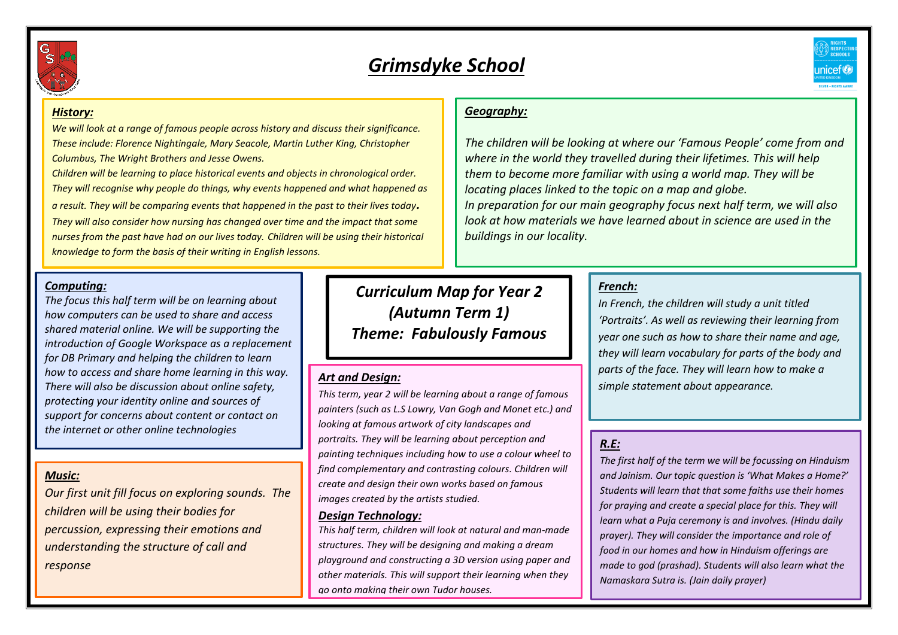# *Grimsdyke School*

## *Curriculum Map for Year 2 (Autumn Term 1)*
## *Theme: Fabulously Famous*

### ***History:***

*We will look at a range of famous people across history and discuss their significance. These include: Florence Nightingale, Mary Seacole, Martin Luther King, Christopher Columbus, The Wright Brothers and Jesse Owens.*

*Children will be learning to place historical events and objects in chronological order. They will recognise why people do things, why events happened and what happened as a result. They will be comparing events that happened in the past to their lives today. They will also consider how nursing has changed over time and the impact that some nurses from the past have had on our lives today. Children will be using their historical knowledge to form the basis of their writing in English lessons.*

### ***Geography:***

*The children will be looking at where our 'Famous People' come from and where in the world they travelled during their lifetimes. This will help them to become more familiar with using a world map. They will be locating places linked to the topic on a map and globe.*

*In preparation for our main geography focus next half term, we will also look at how materials we have learned about in science are used in the buildings in our locality.*

### ***Computing:***

*The focus this half term will be on learning about how computers can be used to share and access shared material online. We will be supporting the introduction of Google Workspace as a replacement for DB Primary and helping the children to learn how to access and share home learning in this way. There will also be discussion about online safety, protecting your identity online and sources of support for concerns about content or contact on the internet or other online technologies*

### ***Music:***

*Our first unit fill focus on exploring sounds. The children will be using their bodies for percussion, expressing their emotions and understanding the structure of call and response*

### ***Art and Design:***

*This term, year 2 will be learning about a range of famous painters (such as L.S Lowry, Van Gogh and Monet etc.) and looking at famous artwork of city landscapes and portraits. They will be learning about perception and painting techniques including how to use a colour wheel to find complementary and contrasting colours. Children will create and design their own works based on famous images created by the artists studied.*

### ***Design Technology:***

*This half term, children will look at natural and man-made structures. They will be designing and making a dream playground and constructing a 3D version using paper and other materials. This will support their learning when they go onto making their own Tudor houses.*

### ***French:***

*In French, the children will study a unit titled 'Portraits'. As well as reviewing their learning from year one such as how to share their name and age, they will learn vocabulary for parts of the body and parts of the face. They will learn how to make a simple statement about appearance.*

### ***R.E:***

*The first half of the term we will be focussing on Hinduism and Jainism. Our topic question is 'What Makes a Home?' Students will learn that that some faiths use their homes for praying and create a special place for this. They will learn what a Puja ceremony is and involves. (Hindu daily prayer). They will consider the importance and role of food in our homes and how in Hinduism offerings are made to god (prashad). Students will also learn what the Namaskara Sutra is. (Jain daily prayer)*